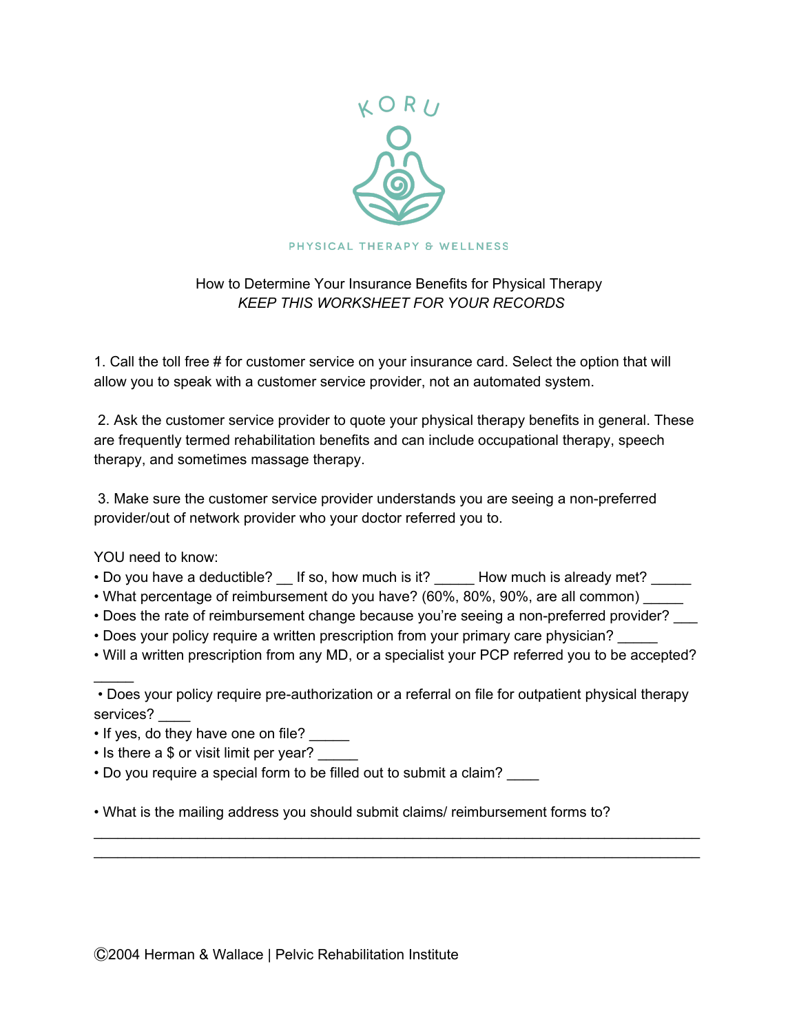KORU

PHYSICAL THERAPY & WELLNESS

How to Determine Your Insurance Benefits for Physical Therapy

*KEEP THIS WORKSHEET FOR YOUR RECORDS*

1. Call the toll free # for customer service on your insurance card. Select the option that will allow you to speak with a customer service provider, not an automated system.

2. Ask the customer service provider to quote your physical therapy benefits in general. These are frequently termed rehabilitation benefits and can include occupational therapy, speech therapy, and sometimes massage therapy.

3. Make sure the customer service provider understands you are seeing a non-preferred provider/out of network provider who your doctor referred you to.

YOU need to know:

- Do you have a deductible? __ If so, how much is it? _____ How much is already met? _____
- What percentage of reimbursement do you have? (60%, 80%, 90%, are all common) _____
- Does the rate of reimbursement change because you're seeing a non-preferred provider? ___
- Does your policy require a written prescription from your primary care physician? _____
- Will a written prescription from any MD, or a specialist your PCP referred you to be accepted? _____
- Does your policy require pre-authorization or a referral on file for outpatient physical therapy services? ____
- If yes, do they have one on file? _____
- Is there a $ or visit limit per year? _____
- Do you require a special form to be filled out to submit a claim? ____

- What is the mailing address you should submit claims/ reimbursement forms to?

______________________________________________________________________________

______________________________________________________________________________

Ⓒ2004 Herman & Wallace | Pelvic Rehabilitation Institute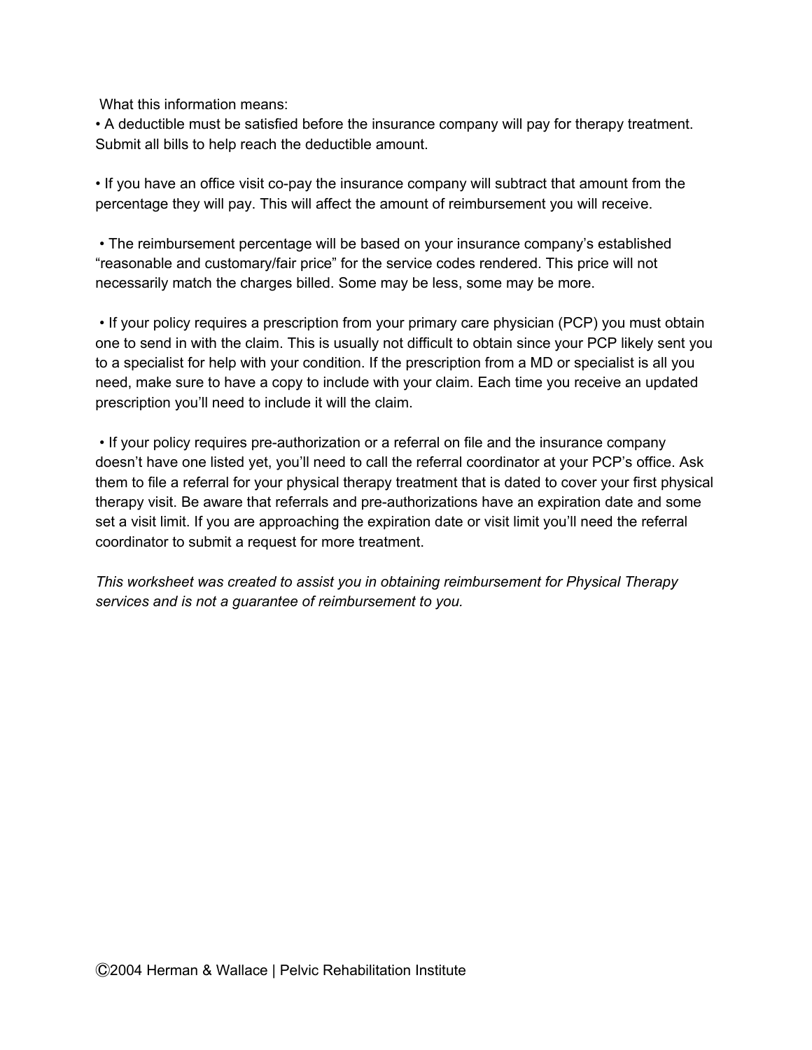What this information means:

- A deductible must be satisfied before the insurance company will pay for therapy treatment. Submit all bills to help reach the deductible amount.

- If you have an office visit co-pay the insurance company will subtract that amount from the percentage they will pay. This will affect the amount of reimbursement you will receive.

- The reimbursement percentage will be based on your insurance company's established "reasonable and customary/fair price" for the service codes rendered. This price will not necessarily match the charges billed. Some may be less, some may be more.

- If your policy requires a prescription from your primary care physician (PCP) you must obtain one to send in with the claim. This is usually not difficult to obtain since your PCP likely sent you to a specialist for help with your condition. If the prescription from a MD or specialist is all you need, make sure to have a copy to include with your claim. Each time you receive an updated prescription you'll need to include it will the claim.

- If your policy requires pre-authorization or a referral on file and the insurance company doesn't have one listed yet, you'll need to call the referral coordinator at your PCP's office. Ask them to file a referral for your physical therapy treatment that is dated to cover your first physical therapy visit. Be aware that referrals and pre-authorizations have an expiration date and some set a visit limit. If you are approaching the expiration date or visit limit you'll need the referral coordinator to submit a request for more treatment.

*This worksheet was created to assist you in obtaining reimbursement for Physical Therapy services and is not a guarantee of reimbursement to you.*

©2004 Herman & Wallace | Pelvic Rehabilitation Institute